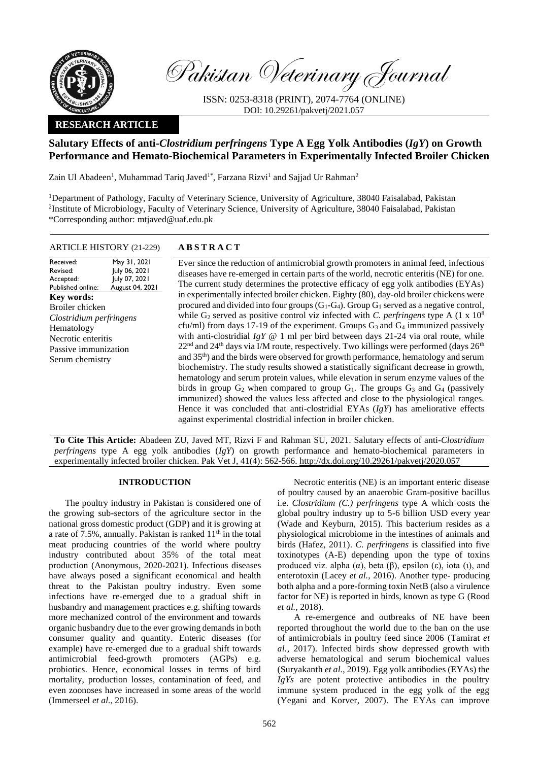Pakistan Veterinary Journal

ISSN: 0253-8318 (PRINT), 2074-7764 (ONLINE)
DOI: 10.29261/pakvetj/2021.057

**RESEARCH ARTICLE**

# Salutary Effects of anti-*Clostridium perfringens* Type A Egg Yolk Antibodies (*IgY*) on Growth Performance and Hemato-Biochemical Parameters in Experimentally Infected Broiler Chicken

Zain Ul Abadeen[1], Muhammad Tariq Javed[1*], Farzana Rizvi[1] and Sajjad Ur Rahman[2]

[1]Department of Pathology, Faculty of Veterinary Science, University of Agriculture, 38040 Faisalabad, Pakistan
[2]Institute of Microbiology, Faculty of Veterinary Science, University of Agriculture, 38040 Faisalabad, Pakistan
*Corresponding author: mtjaved@uaf.edu.pk

ARTICLE HISTORY (21-229)

| | |
|---|---|
| Received: | May 31, 2021 |
| Revised: | July 06, 2021 |
| Accepted: | July 07, 2021 |
| Published online: | August 04, 2021 |

**Key words:**
Broiler chicken
*Clostridium perfringens*
Hematology
Necrotic enteritis
Passive immunization
Serum chemistry

## ABSTRACT

Ever since the reduction of antimicrobial growth promoters in animal feed, infectious diseases have re-emerged in certain parts of the world, necrotic enteritis (NE) for one. The current study determines the protective efficacy of egg yolk antibodies (EYAs) in experimentally infected broiler chicken. Eighty (80), day-old broiler chickens were procured and divided into four groups ($G_1$-$G_4$). Group $G_1$ served as a negative control, while $G_2$ served as positive control viz infected with *C. perfringens* type A ($1 \times 10^8$ cfu/ml) from days 17-19 of the experiment. Groups $G_3$ and $G_4$ immunized passively with anti-clostridial *IgY* @ 1 ml per bird between days 21-24 via oral route, while 22nd and 24th days via I/M route, respectively. Two killings were performed (days 26th and 35th) and the birds were observed for growth performance, hematology and serum biochemistry. The study results showed a statistically significant decrease in growth, hematology and serum protein values, while elevation in serum enzyme values of the birds in group $G_2$ when compared to group $G_1$. The groups $G_3$ and $G_4$ (passively immunized) showed the values less affected and close to the physiological ranges. Hence it was concluded that anti-clostridial EYAs (*IgY*) has ameliorative effects against experimental clostridial infection in broiler chicken.

**To Cite This Article:** Abadeen ZU, Javed MT, Rizvi F and Rahman SU, 2021. Salutary effects of anti-*Clostridium perfringens* type A egg yolk antibodies (*IgY*) on growth performance and hemato-biochemical parameters in experimentally infected broiler chicken. Pak Vet J, 41(4): 562-566. http://dx.doi.org/10.29261/pakvetj/2020.057

## INTRODUCTION

The poultry industry in Pakistan is considered one of the growing sub-sectors of the agriculture sector in the national gross domestic product (GDP) and it is growing at a rate of 7.5%, annually. Pakistan is ranked 11th in the total meat producing countries of the world where poultry industry contributed about 35% of the total meat production (Anonymous, 2020-2021). Infectious diseases have always posed a significant economical and health threat to the Pakistan poultry industry. Even some infections have re-emerged due to a gradual shift in husbandry and management practices e.g. shifting towards more mechanized control of the environment and towards organic husbandry due to the ever growing demands in both consumer quality and quantity. Enteric diseases (for example) have re-emerged due to a gradual shift towards antimicrobial feed-growth promoters (AGPs) e.g. probiotics. Hence, economical losses in terms of bird mortality, production losses, contamination of feed, and even zoonoses have increased in some areas of the world (Immerseel *et al.*, 2016).

Necrotic enteritis (NE) is an important enteric disease of poultry caused by an anaerobic Gram-positive bacillus i.e. *Clostridium (C.) perfringens* type A which costs the global poultry industry up to 5-6 billion USD every year (Wade and Keyburn, 2015). This bacterium resides as a physiological microbiome in the intestines of animals and birds (Hafez, 2011). *C. perfringens* is classified into five toxinotypes (A-E) depending upon the type of toxins produced viz. alpha (α), beta (β), epsilon (ε), iota (ι), and enterotoxin (Lacey *et al.*, 2016). Another type- producing both alpha and a pore-forming toxin NetB (also a virulence factor for NE) is reported in birds, known as type G (Rood *et al.*, 2018).

A re-emergence and outbreaks of NE have been reported throughout the world due to the ban on the use of antimicrobials in poultry feed since 2006 (Tamirat *et al.*, 2017). Infected birds show depressed growth with adverse hematological and serum biochemical values (Suryakanth *et al.*, 2019). Egg yolk antibodies (EYAs) the *IgYs* are potent protective antibodies in the poultry immune system produced in the egg yolk of the egg (Yegani and Korver, 2007). The EYAs can improve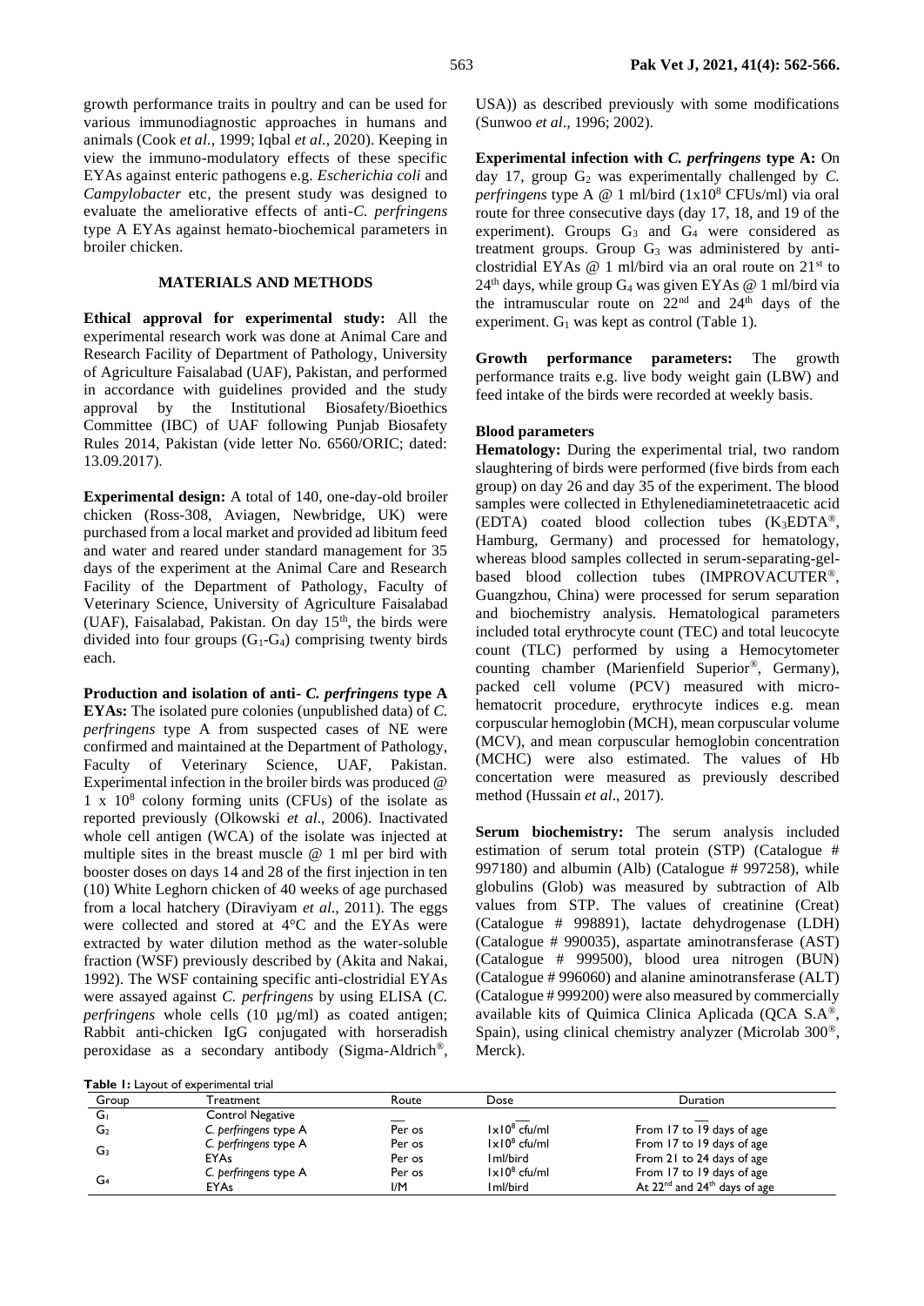growth performance traits in poultry and can be used for various immunodiagnostic approaches in humans and animals (Cook *et al.*, 1999; Iqbal *et al.*, 2020). Keeping in view the immuno-modulatory effects of these specific EYAs against enteric pathogens e.g. *Escherichia coli* and *Campylobacter* etc, the present study was designed to evaluate the ameliorative effects of anti-*C. perfringens* type A EYAs against hemato-biochemical parameters in broiler chicken.

## MATERIALS AND METHODS

**Ethical approval for experimental study:** All the experimental research work was done at Animal Care and Research Facility of Department of Pathology, University of Agriculture Faisalabad (UAF), Pakistan, and performed in accordance with guidelines provided and the study approval by the Institutional Biosafety/Bioethics Committee (IBC) of UAF following Punjab Biosafety Rules 2014, Pakistan (vide letter No. 6560/ORIC; dated: 13.09.2017).

**Experimental design:** A total of 140, one-day-old broiler chicken (Ross-308, Aviagen, Newbridge, UK) were purchased from a local market and provided ad libitum feed and water and reared under standard management for 35 days of the experiment at the Animal Care and Research Facility of the Department of Pathology, Faculty of Veterinary Science, University of Agriculture Faisalabad (UAF), Faisalabad, Pakistan. On day 15th, the birds were divided into four groups ($G_1$-$G_4$) comprising twenty birds each.

**Production and isolation of anti- *C. perfringens* type A EYAs:** The isolated pure colonies (unpublished data) of *C. perfringens* type A from suspected cases of NE were confirmed and maintained at the Department of Pathology, Faculty of Veterinary Science, UAF, Pakistan. Experimental infection in the broiler birds was produced @ $1 \times 10^8$ colony forming units (CFUs) of the isolate as reported previously (Olkowski *et al*., 2006). Inactivated whole cell antigen (WCA) of the isolate was injected at multiple sites in the breast muscle @ 1 ml per bird with booster doses on days 14 and 28 of the first injection in ten (10) White Leghorn chicken of 40 weeks of age purchased from a local hatchery (Diraviyam *et al*., 2011). The eggs were collected and stored at 4°C and the EYAs were extracted by water dilution method as the water-soluble fraction (WSF) previously described by (Akita and Nakai, 1992). The WSF containing specific anti-clostridial EYAs were assayed against *C. perfringens* by using ELISA (*C. perfringens* whole cells (10 µg/ml) as coated antigen; Rabbit anti-chicken IgG conjugated with horseradish peroxidase as a secondary antibody (Sigma-Aldrich®, USA)) as described previously with some modifications (Sunwoo *et al*., 1996; 2002).

**Experimental infection with *C. perfringens* type A:** On day 17, group $G_2$ was experimentally challenged by *C. perfringens* type A @ 1 ml/bird ($1 \times 10^8$ CFUs/ml) via oral route for three consecutive days (day 17, 18, and 19 of the experiment). Groups $G_3$ and $G_4$ were considered as treatment groups. Group $G_3$ was administered by anti-clostridial EYAs @ 1 ml/bird via an oral route on 21st to 24th days, while group $G_4$ was given EYAs @ 1 ml/bird via the intramuscular route on 22nd and 24th days of the experiment. $G_1$ was kept as control (Table 1).

**Growth performance parameters:** The growth performance traits e.g. live body weight gain (LBW) and feed intake of the birds were recorded at weekly basis.

**Blood parameters**

**Hematology:** During the experimental trial, two random slaughtering of birds were performed (five birds from each group) on day 26 and day 35 of the experiment. The blood samples were collected in Ethylenediaminetetraacetic acid (EDTA) coated blood collection tubes ($K_3$EDTA®, Hamburg, Germany) and processed for hematology, whereas blood samples collected in serum-separating-gel-based blood collection tubes (IMPROVACUTER®, Guangzhou, China) were processed for serum separation and biochemistry analysis. Hematological parameters included total erythrocyte count (TEC) and total leucocyte count (TLC) performed by using a Hemocytometer counting chamber (Marienfield Superior®, Germany), packed cell volume (PCV) measured with micro-hematocrit procedure, erythrocyte indices e.g. mean corpuscular hemoglobin (MCH), mean corpuscular volume (MCV), and mean corpuscular hemoglobin concentration (MCHC) were also estimated. The values of Hb concertation were measured as previously described method (Hussain *et al*., 2017).

**Serum biochemistry:** The serum analysis included estimation of serum total protein (STP) (Catalogue # 997180) and albumin (Alb) (Catalogue # 997258), while globulins (Glob) was measured by subtraction of Alb values from STP. The values of creatinine (Creat) (Catalogue # 998891), lactate dehydrogenase (LDH) (Catalogue # 990035), aspartate aminotransferase (AST) (Catalogue # 999500), blood urea nitrogen (BUN) (Catalogue # 996060) and alanine aminotransferase (ALT) (Catalogue # 999200) were also measured by commercially available kits of Quimica Clinica Aplicada (QCA S.A®, Spain), using clinical chemistry analyzer (Microlab 300®, Merck).

**Table 1:** Layout of experimental trial

| Group | Treatment | Route | Dose | Duration |
|---|---|---|---|---|
| $G_1$ | Control Negative | __ | __ | __ |
| $G_2$ | *C. perfringens* type A | Per os | $1 \times 10^8$ cfu/ml | From 17 to 19 days of age |
| $G_3$ | *C. perfringens* type A | Per os | $1 \times 10^8$ cfu/ml | From 17 to 19 days of age |
| | EYAs | Per os | 1ml/bird | From 21 to 24 days of age |
| $G_4$ | *C. perfringens* type A | Per os | $1 \times 10^8$ cfu/ml | From 17 to 19 days of age |
| | EYAs | I/M | 1ml/bird | At 22nd and 24th days of age |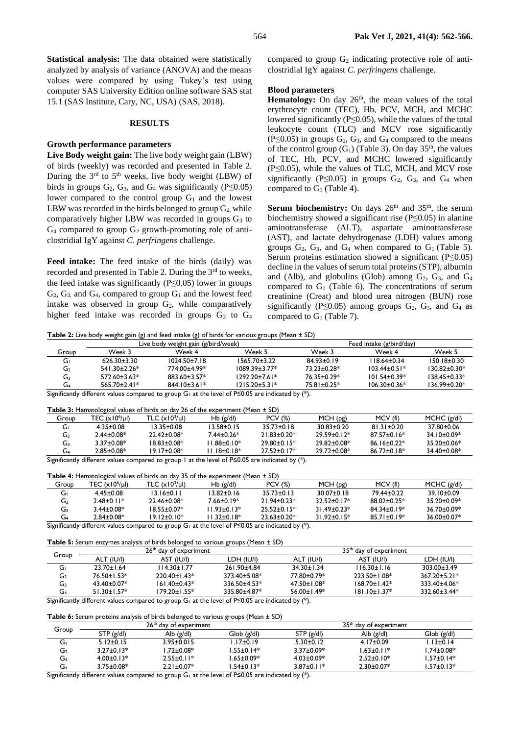**Statistical analysis:** The data obtained were statistically analyzed by analysis of variance (ANOVA) and the means values were compared by using Tukey's test using computer SAS University Edition online software SAS stat 15.1 (SAS Institute, Cary, NC, USA) (SAS, 2018).

## RESULTS

### Growth performance parameters

**Live Body weight gain:** The live body weight gain (LBW) of birds (weekly) was recorded and presented in Table 2. During the 3rd to 5th weeks, live body weight (LBW) of birds in groups $G_2$, $G_3$, and $G_4$ was significantly ($P \leq 0.05$) lower compared to the control group $G_1$ and the lowest LBW was recorded in the birds belonged to group $G_2$, while comparatively higher LBW was recorded in groups $G_3$ to $G_4$ compared to group $G_2$ growth-promoting role of anti-clostridial IgY against *C. perfringens* challenge.

**Feed intake:** The feed intake of the birds (daily) was recorded and presented in Table 2. During the 3rd to weeks, the feed intake was significantly ($P \leq 0.05$) lower in groups $G_2$, $G_3$, and $G_4$, compared to group $G_1$ and the lowest feed intake was observed in group $G_2$, while comparatively higher feed intake was recorded in groups $G_3$ to $G_4$ compared to group $G_2$ indicating protective role of anti-clostridial IgY against *C. perfringens* challenge.

### Blood parameters

**Hematology:** On day 26th, the mean values of the total erythrocyte count (TEC), Hb, PCV, MCH, and MCHC lowered significantly ($P \leq 0.05$), while the values of the total leukocyte count (TLC) and MCV rose significantly ($P \leq 0.05$) in groups $G_2$, $G_3$, and $G_4$ compared to the means of the control group ($G_1$) (Table 3). On day 35th, the values of TEC, Hb, PCV, and MCHC lowered significantly ($P \leq 0.05$), while the values of TLC, MCH, and MCV rose significantly ($P \leq 0.05$) in groups $G_2$, $G_3$, and $G_4$ when compared to $G_1$ (Table 4).

**Serum biochemistry:** On days 26th and 35th, the serum biochemistry showed a significant rise ($P \leq 0.05$) in alanine aminotransferase (ALT), aspartate aminotransferase (AST), and lactate dehydrogenase (LDH) values among groups $G_2$, $G_3$, and $G_4$ when compared to $G_1$ (Table 5). Serum proteins estimation showed a significant ($P \leq 0.05$) decline in the values of serum total proteins (STP), albumin and (Alb), and globulins (Glob) among $G_2$, $G_3$, and $G_4$ compared to $G_1$ (Table 6). The concentrations of serum creatinine (Creat) and blood urea nitrogen (BUN) rose significantly ($P \leq 0.05$) among groups $G_2$, $G_3$, and $G_4$ as compared to $G_1$ (Table 7).

**Table 2:** Live body weight gain (g) and feed intake (g) of birds for various groups (Mean ± SD)

| Group | Live body weight gain (g/bird/week) | | | Feed intake (g/bird/day) | | |
|---|---|---|---|---|---|---|
| | Week 3 | Week 4 | Week 5 | Week 3 | Week 4 | Week 5 |
| $G_1$ | 626.30±3.30 | 1024.50±7.18 | 1565.70±3.22 | 84.93±0.19 | 118.64±0.34 | 150.18±0.30 |
| $G_2$ | 541.30±2.26* | 774.00±4.99* | 1089.39±3.77* | 73.23±0.28* | 103.44±0.51* | 130.82±0.30* |
| $G_3$ | 572.60±3.63* | 883.60±3.57* | 1292.20±7.61* | 76.35±0.29* | 101.54±0.39* | 138.45±0.33* |
| $G_4$ | 565.70±2.41* | 844.10±3.61* | 1215.20±5.31* | 75.81±0.25* | 106.30±0.36* | 136.99±0.20* |

Significantly different values compared to group $G_1$ at the level of $P \leq 0.05$ are indicated by (*).

**Table 3:** Hematological values of birds on day 26 of the experiment (Mean ± SD)

| Group | TEC ($\times10^6$/µl) | TLC ($\times10^3$/µl) | Hb (g/dl) | PCV (%) | MCH (pg) | MCV (fl) | MCHC (g/dl) |
|---|---|---|---|---|---|---|---|
| $G_1$ | 4.35±0.08 | 13.35±0.08 | 13.58±0.15 | 35.73±0.18 | 30.83±0.20 | 81.31±0.20 | 37.80±0.06 |
| $G_2$ | 2.44±0.08* | 22.42±0.08* | 7.44±0.26* | 21.83±0.20* | 29.59±0.12* | 87.57±0.16* | 34.10±0.09* |
| $G_3$ | 3.37±0.08* | 18.83±0.08* | 11.88±0.10* | 29.80±0.15* | 29.82±0.08* | 86.16±0.22* | 35.20±0.06* |
| $G_4$ | 2.85±0.08* | 19.17±0.08* | 11.18±0.18* | 27.52±0.17* | 29.72±0.08* | 86.72±0.18* | 34.40±0.08* |

Significantly different values compared to group 1 at the level of $P \leq 0.05$ are indicated by (*).

**Table 4:** Hematological values of birds on day 35 of the experiment (Mean ± SD)

| Group | TEC ($\times10^6$/µl) | TLC ($\times10^3$/µl) | Hb (g/dl) | PCV (%) | MCH (pg) | MCV (fl) | MCHC (g/dl) |
|---|---|---|---|---|---|---|---|
| $G_1$ | 4.45±0.08 | 13.16±0.11 | 13.82±0.16 | 35.73±0.13 | 30.07±0.18 | 79.44±0.22 | 39.10±0.09 |
| $G_2$ | 2.48±0.11* | 22.46±0.08* | 7.66±0.19* | 21.94±0.23* | 32.52±0.17* | 88.02±0.25* | 35.20±0.09* |
| $G_3$ | 3.44±0.08* | 18.55±0.07* | 11.93±0.13* | 25.52±0.15* | 31.49±0.23* | 84.34±0.19* | 36.70±0.09* |
| $G_4$ | 2.84±0.08* | 19.12±0.10* | 11.32±0.18* | 23.63±0.20* | 31.92±0.15* | 85.71±0.19* | 36.00±0.07* |

Significantly different values compared to group $G_1$ at the level of $P \leq 0.05$ are indicated by (*).

**Table 5:** Serum enzymes analysis of birds belonged to various groups (Mean ± SD)

| Group | 26th day of experiment | | | 35th day of experiment | | |
|---|---|---|---|---|---|---|
| | ALT (IU/l) | AST (IU/l) | LDH (IU/l) | ALT (IU/l) | AST (IU/l) | LDH (IU/l) |
| $G_1$ | 23.70±1.64 | 114.30±1.77 | 261.90±4.84 | 34.30±1.34 | 116.30±1.16 | 303.00±3.49 |
| $G_2$ | 76.50±1.53* | 220.40±1.43* | 373.40±5.08* | 77.80±0.79* | 223.50±1.08* | 367.20±5.21* |
| $G_3$ | 43.40±0.07* | 161.40±0.43* | 336.50±4.53* | 47.50±1.08* | 168.70±1.42* | 333.40±4.06* |
| $G_4$ | 51.30±1.57* | 179.20±1.55* | 335.80±4.87* | 56.00±1.49* | 181.10±1.37* | 332.60±3.44* |

Significantly different values compared to group $G_1$ at the level of $P \leq 0.05$ are indicated by (*).

**Table 6:** Serum proteins analysis of birds belonged to various groups (Mean ± SD)

| Group | 26th day of experiment | | | 35th day of experiment | | |
|---|---|---|---|---|---|---|
| | STP (g/dl) | Alb (g/dl) | Glob (g/dl) | STP (g/dl) | Alb (g/dl) | Glob (g/dl) |
| $G_1$ | 5.12±0.15 | 3.95±0.015 | 1.17±0.19 | 5.30±0.12 | 4.17±0.09 | 1.13±0.14 |
| $G_2$ | 3.27±0.13* | 1.72±0.08* | 1.55±0.14* | 3.37±0.09* | 1.63±0.11* | 1.74±0.08* |
| $G_3$ | 4.00±0.13* | 2.55±0.11* | 1.65±0.09* | 4.03±0.09* | 2.52±0.10* | 1.57±0.14* |
| $G_4$ | 3.75±0.08* | 2.21±0.07* | 1.54±0.13* | 3.87±0.11* | 2.30±0.07* | 1.57±0.13* |

Significantly different values compared to group $G_1$ at the level of $P \leq 0.05$ are indicated by (*).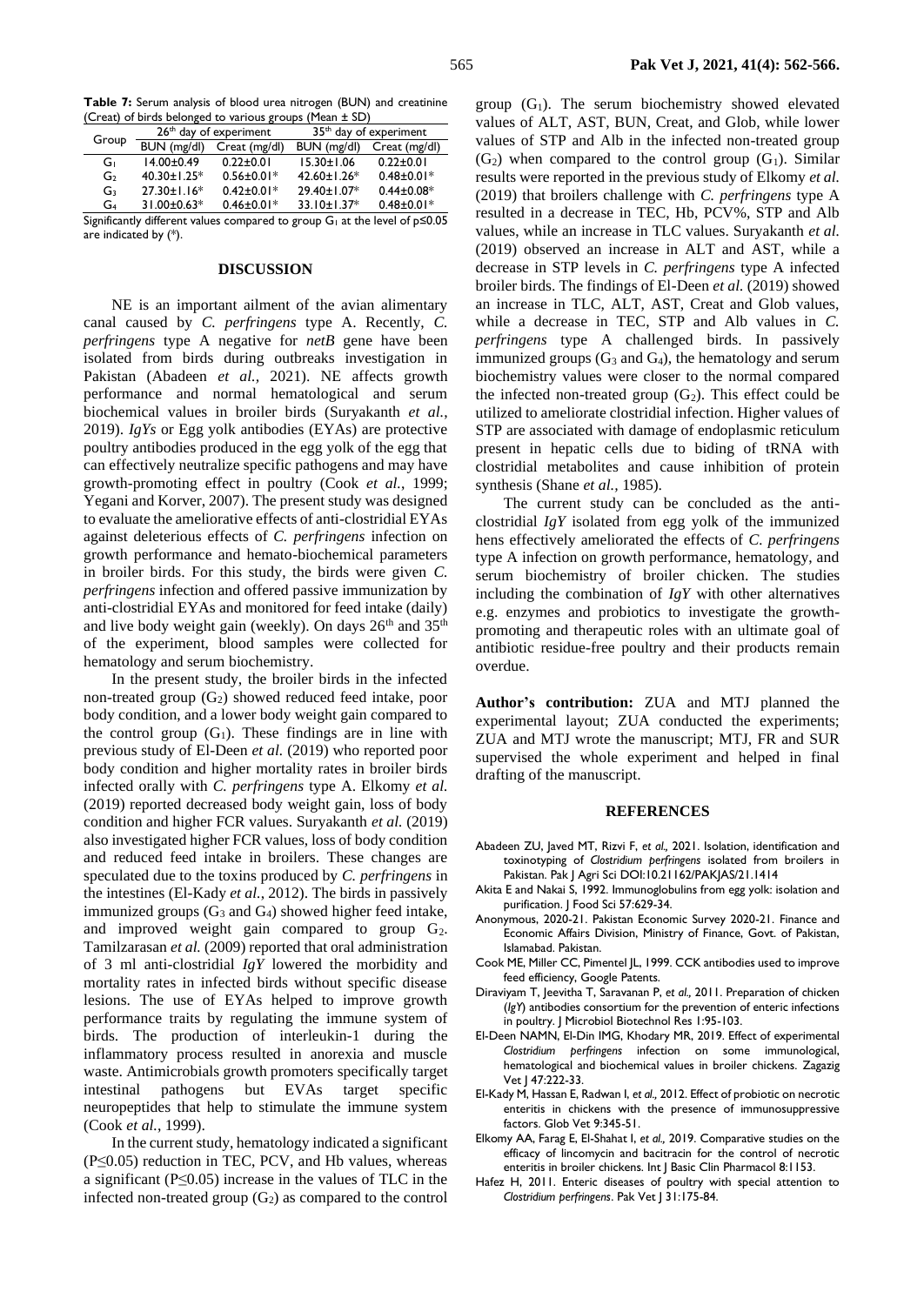**Table 7:** Serum analysis of blood urea nitrogen (BUN) and creatinine (Creat) of birds belonged to various groups (Mean ± SD)

| Group | $26^{th}$ day of experiment | | $35^{th}$ day of experiment | |
|---|---|---|---|---|
| | BUN (mg/dl) | Creat (mg/dl) | BUN (mg/dl) | Creat (mg/dl) |
| $G_1$ | 14.00±0.49 | 0.22±0.01 | 15.30±1.06 | 0.22±0.01 |
| $G_2$ | 40.30±1.25* | 0.56±0.01* | 42.60±1.26* | 0.48±0.01* |
| $G_3$ | 27.30±1.16* | 0.42±0.01* | 29.40±1.07* | 0.44±0.08* |
| $G_4$ | 31.00±0.63* | 0.46±0.01* | 33.10±1.37* | 0.48±0.01* |

Significantly different values compared to group $G_1$ at the level of $p \leq 0.05$ are indicated by (*).

## DISCUSSION

NE is an important ailment of the avian alimentary canal caused by *C. perfringens* type A. Recently, *C. perfringens* type A negative for *netB* gene have been isolated from birds during outbreaks investigation in Pakistan (Abadeen *et al.*, 2021). NE affects growth performance and normal hematological and serum biochemical values in broiler birds (Suryakanth *et al.*, 2019). *IgYs* or Egg yolk antibodies (EYAs) are protective poultry antibodies produced in the egg yolk of the egg that can effectively neutralize specific pathogens and may have growth-promoting effect in poultry (Cook *et al.*, 1999; Yegani and Korver, 2007). The present study was designed to evaluate the ameliorative effects of anti-clostridial EYAs against deleterious effects of *C. perfringens* infection on growth performance and hemato-biochemical parameters in broiler birds. For this study, the birds were given *C. perfringens* infection and offered passive immunization by anti-clostridial EYAs and monitored for feed intake (daily) and live body weight gain (weekly). On days $26^{th}$ and $35^{th}$ of the experiment, blood samples were collected for hematology and serum biochemistry.

In the present study, the broiler birds in the infected non-treated group ($G_2$) showed reduced feed intake, poor body condition, and a lower body weight gain compared to the control group ($G_1$). These findings are in line with previous study of El-Deen *et al.* (2019) who reported poor body condition and higher mortality rates in broiler birds infected orally with *C. perfringens* type A. Elkomy *et al.* (2019) reported decreased body weight gain, loss of body condition and higher FCR values. Suryakanth *et al.* (2019) also investigated higher FCR values, loss of body condition and reduced feed intake in broilers. These changes are speculated due to the toxins produced by *C. perfringens* in the intestines (El-Kady *et al.*, 2012). The birds in passively immunized groups ($G_3$ and $G_4$) showed higher feed intake, and improved weight gain compared to group $G_2$. Tamilzarasan *et al.* (2009) reported that oral administration of 3 ml anti-clostridial *IgY* lowered the morbidity and mortality rates in infected birds without specific disease lesions. The use of EYAs helped to improve growth performance traits by regulating the immune system of birds. The production of interleukin-1 during the inflammatory process resulted in anorexia and muscle waste. Antimicrobials growth promoters specifically target intestinal pathogens but EVAs target specific neuropeptides that help to stimulate the immune system (Cook *et al.*, 1999).

In the current study, hematology indicated a significant ($P \leq 0.05$) reduction in TEC, PCV, and Hb values, whereas a significant ($P \leq 0.05$) increase in the values of TLC in the infected non-treated group ($G_2$) as compared to the control group ($G_1$). The serum biochemistry showed elevated values of ALT, AST, BUN, Creat, and Glob, while lower values of STP and Alb in the infected non-treated group ($G_2$) when compared to the control group ($G_1$). Similar results were reported in the previous study of Elkomy *et al.* (2019) that broilers challenge with *C. perfringens* type A resulted in a decrease in TEC, Hb, PCV%, STP and Alb values, while an increase in TLC values. Suryakanth *et al.* (2019) observed an increase in ALT and AST, while a decrease in STP levels in *C. perfringens* type A infected broiler birds. The findings of El-Deen *et al.* (2019) showed an increase in TLC, ALT, AST, Creat and Glob values, while a decrease in TEC, STP and Alb values in *C. perfringens* type A challenged birds. In passively immunized groups ($G_3$ and $G_4$), the hematology and serum biochemistry values were closer to the normal compared the infected non-treated group ($G_2$). This effect could be utilized to ameliorate clostridial infection. Higher values of STP are associated with damage of endoplasmic reticulum present in hepatic cells due to biding of tRNA with clostridial metabolites and cause inhibition of protein synthesis (Shane *et al.*, 1985).

The current study can be concluded as the anti-clostridial *IgY* isolated from egg yolk of the immunized hens effectively ameliorated the effects of *C. perfringens* type A infection on growth performance, hematology, and serum biochemistry of broiler chicken. The studies including the combination of *IgY* with other alternatives e.g. enzymes and probiotics to investigate the growth-promoting and therapeutic roles with an ultimate goal of antibiotic residue-free poultry and their products remain overdue.

**Author's contribution:** ZUA and MTJ planned the experimental layout; ZUA conducted the experiments; ZUA and MTJ wrote the manuscript; MTJ, FR and SUR supervised the whole experiment and helped in final drafting of the manuscript.

## REFERENCES

Abadeen ZU, Javed MT, Rizvi F, *et al.,* 2021. Isolation, identification and toxinotyping of *Clostridium perfringens* isolated from broilers in Pakistan. Pak J Agri Sci DOI:10.21162/PAKJAS/21.1414

Akita E and Nakai S, 1992. Immunoglobulins from egg yolk: isolation and purification. J Food Sci 57:629-34.

Anonymous, 2020-21. Pakistan Economic Survey 2020-21. Finance and Economic Affairs Division, Ministry of Finance, Govt. of Pakistan, Islamabad. Pakistan.

Cook ME, Miller CC, Pimentel JL, 1999. CCK antibodies used to improve feed efficiency, Google Patents.

Diraviyam T, Jeevitha T, Saravanan P, *et al.,* 2011. Preparation of chicken (*IgY*) antibodies consortium for the prevention of enteric infections in poultry. J Microbiol Biotechnol Res 1:95-103.

El-Deen NAMN, El-Din IMG, Khodary MR, 2019. Effect of experimental *Clostridium perfringens* infection on some immunological, hematological and biochemical values in broiler chickens. Zagazig Vet J 47:222-33.

El-Kady M, Hassan E, Radwan I, *et al.,* 2012. Effect of probiotic on necrotic enteritis in chickens with the presence of immunosuppressive factors. Glob Vet 9:345-51.

Elkomy AA, Farag E, El-Shahat I, *et al.,* 2019. Comparative studies on the efficacy of lincomycin and bacitracin for the control of necrotic enteritis in broiler chickens. Int J Basic Clin Pharmacol 8:1153.

Hafez H, 2011. Enteric diseases of poultry with special attention to *Clostridium perfringens*. Pak Vet J 31:175-84.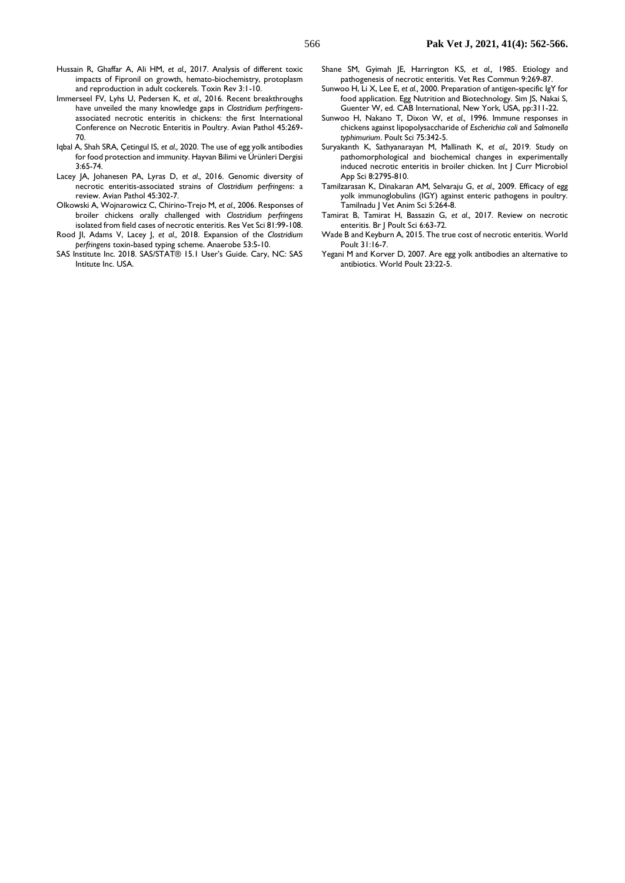Hussain R, Ghaffar A, Ali HM, *et al.,* 2017. Analysis of different toxic impacts of Fipronil on growth, hemato-biochemistry, protoplasm and reproduction in adult cockerels. Toxin Rev 3:1-10.

Immerseel FV, Lyhs U, Pedersen K, *et al.,* 2016. Recent breakthroughs have unveiled the many knowledge gaps in *Clostridium perfringens*-associated necrotic enteritis in chickens: the first International Conference on Necrotic Enteritis in Poultry. Avian Pathol 45:269-70.

Iqbal A, Shah SRA, Çetingul IS, *et al.,* 2020. The use of egg yolk antibodies for food protection and immunity. Hayvan Bilimi ve Ürünleri Dergisi 3:65-74.

Lacey JA, Johanesen PA, Lyras D, *et al.,* 2016. Genomic diversity of necrotic enteritis-associated strains of *Clostridium perfringens*: a review. Avian Pathol 45:302-7.

Olkowski A, Wojnarowicz C, Chirino-Trejo M, *et al.,* 2006. Responses of broiler chickens orally challenged with *Clostridium perfringens* isolated from field cases of necrotic enteritis. Res Vet Sci 81:99-108.

Rood JI, Adams V, Lacey J, *et al.,* 2018. Expansion of the *Clostridium perfringens* toxin-based typing scheme. Anaerobe 53:5-10.

SAS Institute Inc. 2018. SAS/STAT® 15.1 User's Guide. Cary, NC: SAS Intitute Inc. USA.

Shane SM, Gyimah JE, Harrington KS, *et al.,* 1985. Etiology and pathogenesis of necrotic enteritis. Vet Res Commun 9:269-87.

Sunwoo H, Li X, Lee E, *et al.,* 2000. Preparation of antigen-specific IgY for food application. Egg Nutrition and Biotechnology. Sim JS, Nakai S, Guenter W, ed. CAB International, New York, USA, pp:311-22.

Sunwoo H, Nakano T, Dixon W, *et al.,* 1996. Immune responses in chickens against lipopolysaccharide of *Escherichia coli* and *Salmonella typhimurium*. Poult Sci 75:342-5.

Suryakanth K, Sathyanarayan M, Mallinath K, *et al.,* 2019. Study on pathomorphological and biochemical changes in experimentally induced necrotic enteritis in broiler chicken. Int J Curr Microbiol App Sci 8:2795-810.

Tamilzarasan K, Dinakaran AM, Selvaraju G, *et al.,* 2009. Efficacy of egg yolk immunoglobulins (IGY) against enteric pathogens in poultry. Tamilnadu J Vet Anim Sci 5:264-8.

Tamirat B, Tamirat H, Bassazin G, *et al.,* 2017. Review on necrotic enteritis. Br J Poult Sci 6:63-72.

Wade B and Keyburn A, 2015. The true cost of necrotic enteritis. World Poult 31:16-7.

Yegani M and Korver D, 2007. Are egg yolk antibodies an alternative to antibiotics. World Poult 23:22-5.